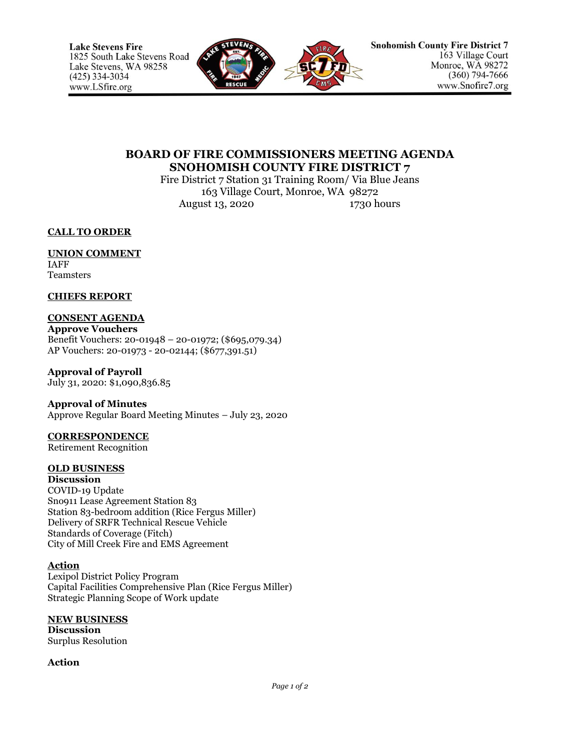Lake Stevens Fire
1825 South Lake Stevens Road
Lake Stevens, WA 98258
(425) 334-3034
www.LSfire.org

Snohomish County Fire District 7
163 Village Court
Monroe, WA 98272
(360) 794-7666
www.Snofire7.org

# BOARD OF FIRE COMMISSIONERS MEETING AGENDA
# SNOHOMISH COUNTY FIRE DISTRICT 7

Fire District 7 Station 31 Training Room/ Via Blue Jeans
163 Village Court, Monroe, WA 98272
August 13, 2020 1730 hours

**CALL TO ORDER**

**UNION COMMENT**
IAFF
Teamsters

**CHIEFS REPORT**

**CONSENT AGENDA**

**Approve Vouchers**
Benefit Vouchers: 20-01948 – 20-01972; ($695,079.34)
AP Vouchers: 20-01973 - 20-02144; ($677,391.51)

**Approval of Payroll**
July 31, 2020: $1,090,836.85

**Approval of Minutes**
Approve Regular Board Meeting Minutes – July 23, 2020

**CORRESPONDENCE**
Retirement Recognition

**OLD BUSINESS**

**Discussion**
COVID-19 Update
Sno911 Lease Agreement Station 83
Station 83-bedroom addition (Rice Fergus Miller)
Delivery of SRFR Technical Rescue Vehicle
Standards of Coverage (Fitch)
City of Mill Creek Fire and EMS Agreement

**Action**
Lexipol District Policy Program
Capital Facilities Comprehensive Plan (Rice Fergus Miller)
Strategic Planning Scope of Work update

**NEW BUSINESS**

**Discussion**
Surplus Resolution

**Action**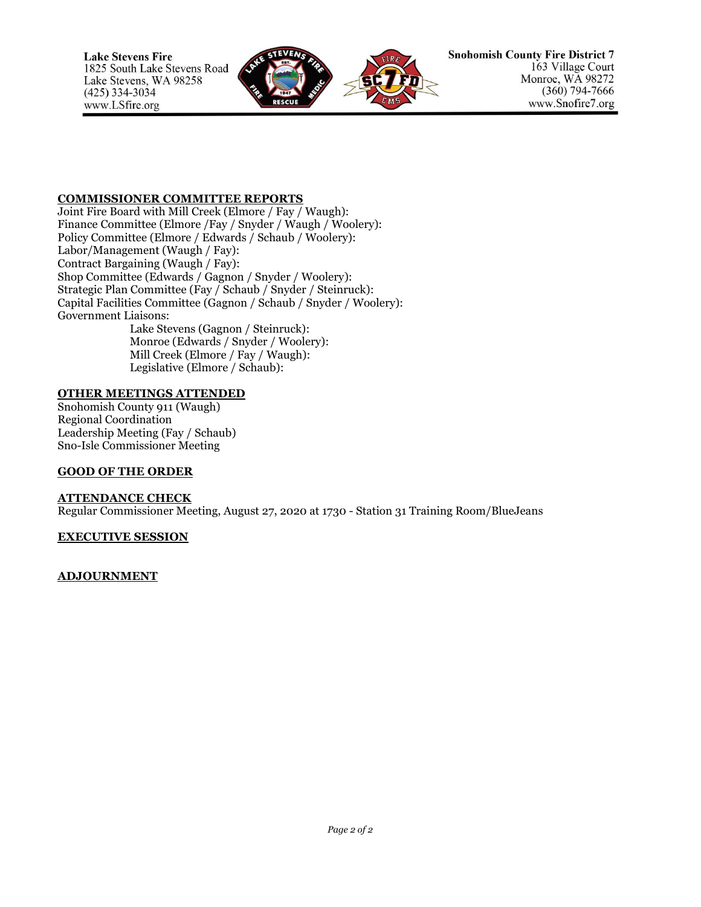**Lake Stevens Fire**
1825 South Lake Stevens Road
Lake Stevens, WA 98258
(425) 334-3034
www.LSfire.org

**Snohomish County Fire District 7**
163 Village Court
Monroe, WA 98272
(360) 794-7666
www.Snofire7.org

## COMMISSIONER COMMITTEE REPORTS

Joint Fire Board with Mill Creek (Elmore / Fay / Waugh):
Finance Committee (Elmore /Fay / Snyder / Waugh / Woolery):
Policy Committee (Elmore / Edwards / Schaub / Woolery):
Labor/Management (Waugh / Fay):
Contract Bargaining (Waugh / Fay):
Shop Committee (Edwards / Gagnon / Snyder / Woolery):
Strategic Plan Committee (Fay / Schaub / Snyder / Steinruck):
Capital Facilities Committee (Gagnon / Schaub / Snyder / Woolery):
Government Liaisons:

- Lake Stevens (Gagnon / Steinruck):
- Monroe (Edwards / Snyder / Woolery):
- Mill Creek (Elmore / Fay / Waugh):
- Legislative (Elmore / Schaub):

## OTHER MEETINGS ATTENDED

Snohomish County 911 (Waugh)
Regional Coordination
Leadership Meeting (Fay / Schaub)
Sno-Isle Commissioner Meeting

## GOOD OF THE ORDER

## ATTENDANCE CHECK

Regular Commissioner Meeting, August 27, 2020 at 1730 - Station 31 Training Room/BlueJeans

## EXECUTIVE SESSION

## ADJOURNMENT